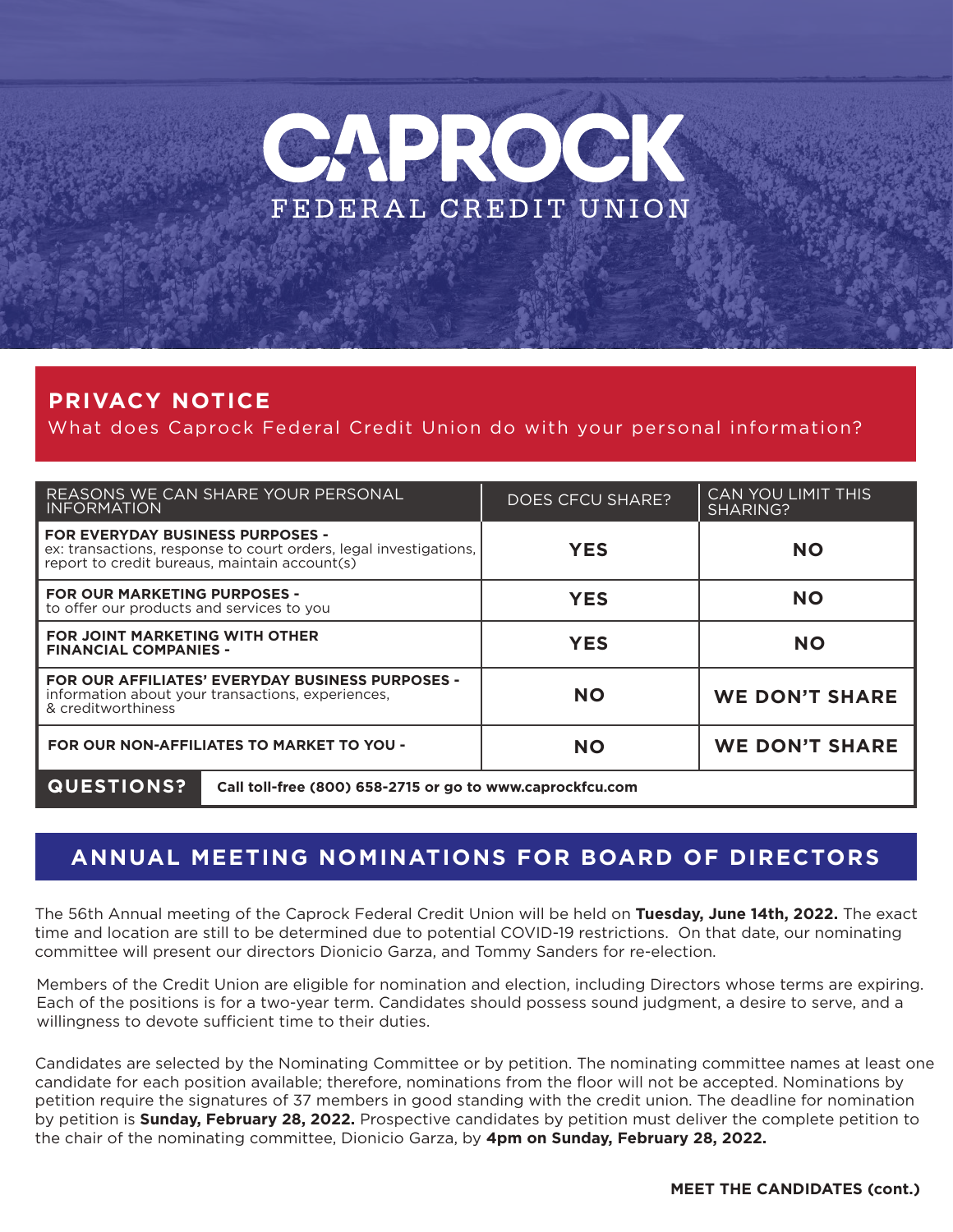# CAPROCK FEDERAL CREDIT UNION

## PRIVACY NOTICE

What does Caprock Federal Credit Union do with your personal information?

| REASONS WE CAN SHARE YOUR PERSONAL INFORMATION | DOES CFCU SHARE? | CAN YOU LIMIT THIS SHARING? |
|---|---|---|
| **FOR EVERYDAY BUSINESS PURPOSES -** ex: transactions, response to court orders, legal investigations, report to credit bureaus, maintain account(s) | **YES** | **NO** |
| **FOR OUR MARKETING PURPOSES -** to offer our products and services to you | **YES** | **NO** |
| **FOR JOINT MARKETING WITH OTHER FINANCIAL COMPANIES -** | **YES** | **NO** |
| **FOR OUR AFFILIATES' EVERYDAY BUSINESS PURPOSES -** information about your transactions, experiences, & creditworthiness | **NO** | **WE DON'T SHARE** |
| **FOR OUR NON-AFFILIATES TO MARKET TO YOU -** | **NO** | **WE DON'T SHARE** |

**QUESTIONS?** **Call toll-free (800) 658-2715 or go to www.caprockfcu.com**

## ANNUAL MEETING NOMINATIONS FOR BOARD OF DIRECTORS

The 56th Annual meeting of the Caprock Federal Credit Union will be held on **Tuesday, June 14th, 2022.** The exact time and location are still to be determined due to potential COVID-19 restrictions. On that date, our nominating committee will present our directors Dionicio Garza, and Tommy Sanders for re-election.

Members of the Credit Union are eligible for nomination and election, including Directors whose terms are expiring. Each of the positions is for a two-year term. Candidates should possess sound judgment, a desire to serve, and a willingness to devote sufficient time to their duties.

Candidates are selected by the Nominating Committee or by petition. The nominating committee names at least one candidate for each position available; therefore, nominations from the floor will not be accepted. Nominations by petition require the signatures of 37 members in good standing with the credit union. The deadline for nomination by petition is **Sunday, February 28, 2022.** Prospective candidates by petition must deliver the complete petition to the chair of the nominating committee, Dionicio Garza, by **4pm on Sunday, February 28, 2022.**

**MEET THE CANDIDATES (cont.)**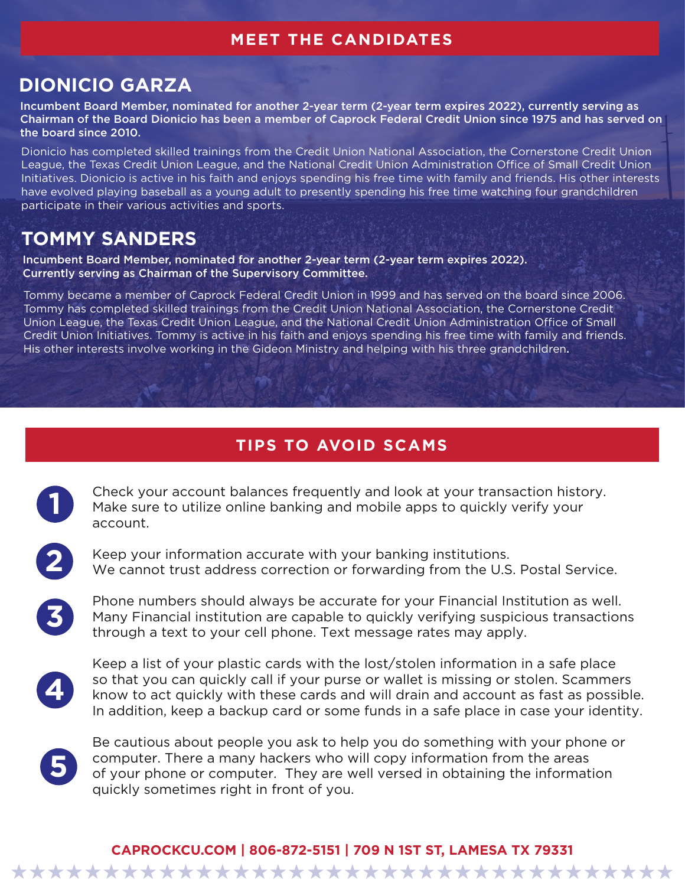## MEET THE CANDIDATES

### DIONICIO GARZA

**Incumbent Board Member, nominated for another 2-year term (2-year term expires 2022), currently serving as Chairman of the Board Dionicio has been a member of Caprock Federal Credit Union since 1975 and has served on the board since 2010.**

Dionicio has completed skilled trainings from the Credit Union National Association, the Cornerstone Credit Union League, the Texas Credit Union League, and the National Credit Union Administration Office of Small Credit Union Initiatives. Dionicio is active in his faith and enjoys spending his free time with family and friends. His other interests have evolved playing baseball as a young adult to presently spending his free time watching four grandchildren participate in their various activities and sports.

### TOMMY SANDERS

**Incumbent Board Member, nominated for another 2-year term (2-year term expires 2022). Currently serving as Chairman of the Supervisory Committee.**

Tommy became a member of Caprock Federal Credit Union in 1999 and has served on the board since 2006. Tommy has completed skilled trainings from the Credit Union National Association, the Cornerstone Credit Union League, the Texas Credit Union League, and the National Credit Union Administration Office of Small Credit Union Initiatives. Tommy is active in his faith and enjoys spending his free time with family and friends. His other interests involve working in the Gideon Ministry and helping with his three grandchildren.

## TIPS TO AVOID SCAMS

1. Check your account balances frequently and look at your transaction history. Make sure to utilize online banking and mobile apps to quickly verify your account.
2. Keep your information accurate with your banking institutions. We cannot trust address correction or forwarding from the U.S. Postal Service.
3. Phone numbers should always be accurate for your Financial Institution as well. Many Financial institution are capable to quickly verifying suspicious transactions through a text to your cell phone. Text message rates may apply.
4. Keep a list of your plastic cards with the lost/stolen information in a safe place so that you can quickly call if your purse or wallet is missing or stolen. Scammers know to act quickly with these cards and will drain and account as fast as possible. In addition, keep a backup card or some funds in a safe place in case your identity.
5. Be cautious about people you ask to help you do something with your phone or computer. There a many hackers who will copy information from the areas of your phone or computer. They are well versed in obtaining the information quickly sometimes right in front of you.

**CAPROCKCU.COM | 806-872-5151 | 709 N 1ST ST, LAMESA TX 79331**